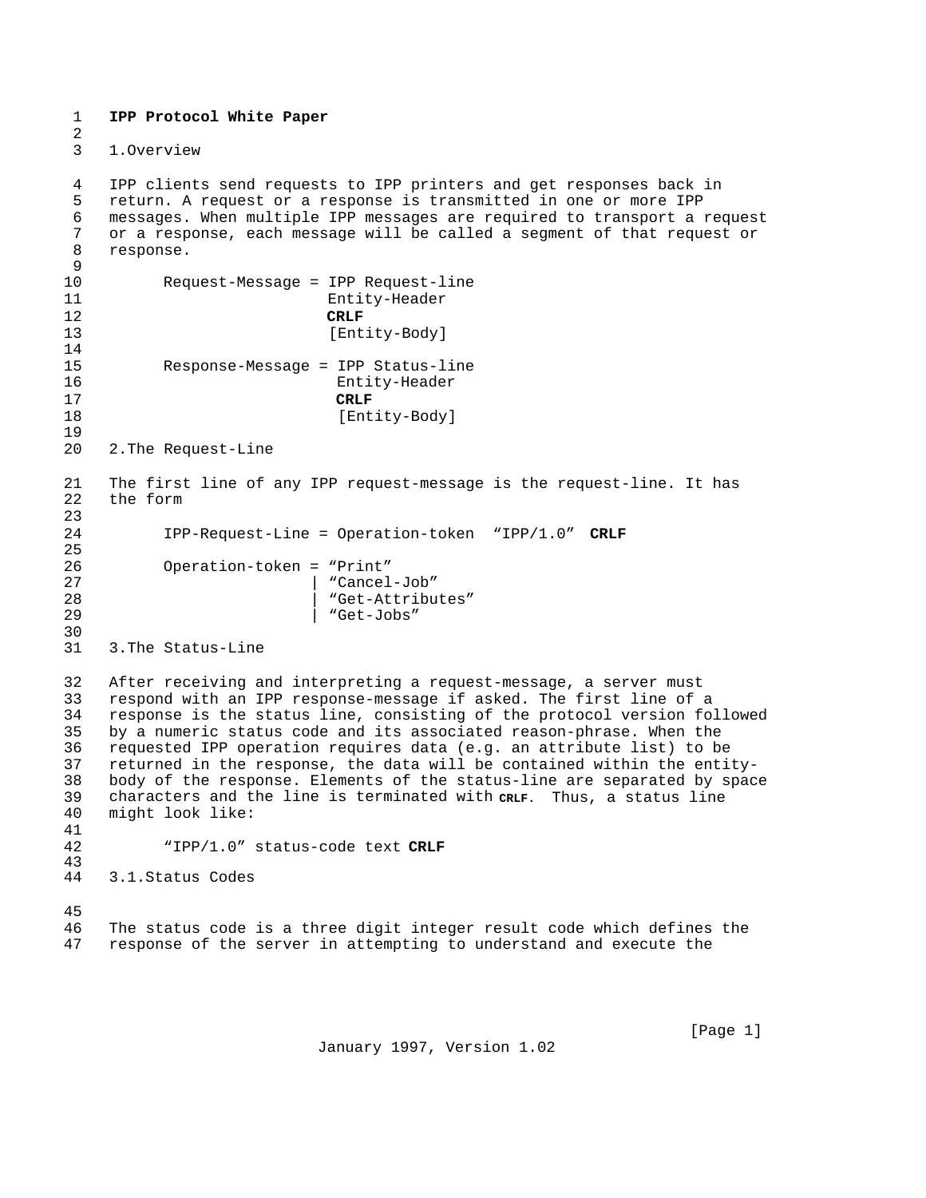# IPP Protocol White Paper

## 1. Overview

IPP clients send requests to IPP printers and get responses back in return. A request or a response is transmitted in one or more IPP messages. When multiple IPP messages are required to transport a request or a response, each message will be called a segment of that request or response.

```
Request-Message = IPP Request-line
                  Entity-Header
                  CRLF
                  [Entity-Body]

Response-Message = IPP Status-line
                   Entity-Header
                   CRLF
                   [Entity-Body]
```

## 2. The Request-Line

The first line of any IPP request-message is the request-line. It has the form

```
IPP-Request-Line = Operation-token  "IPP/1.0"  CRLF

Operation-token = "Print"
                | "Cancel-Job"
                | "Get-Attributes"
                | "Get-Jobs"
```

## 3. The Status-Line

After receiving and interpreting a request-message, a server must respond with an IPP response-message if asked. The first line of a response is the status line, consisting of the protocol version followed by a numeric status code and its associated reason-phrase. When the requested IPP operation requires data (e.g. an attribute list) to be returned in the response, the data will be contained within the entity-body of the response. Elements of the status-line are separated by space characters and the line is terminated with **CRLF**. Thus, a status line might look like:

```
"IPP/1.0" status-code text CRLF
```

### 3.1. Status Codes

The status code is a three digit integer result code which defines the response of the server in attempting to understand and execute the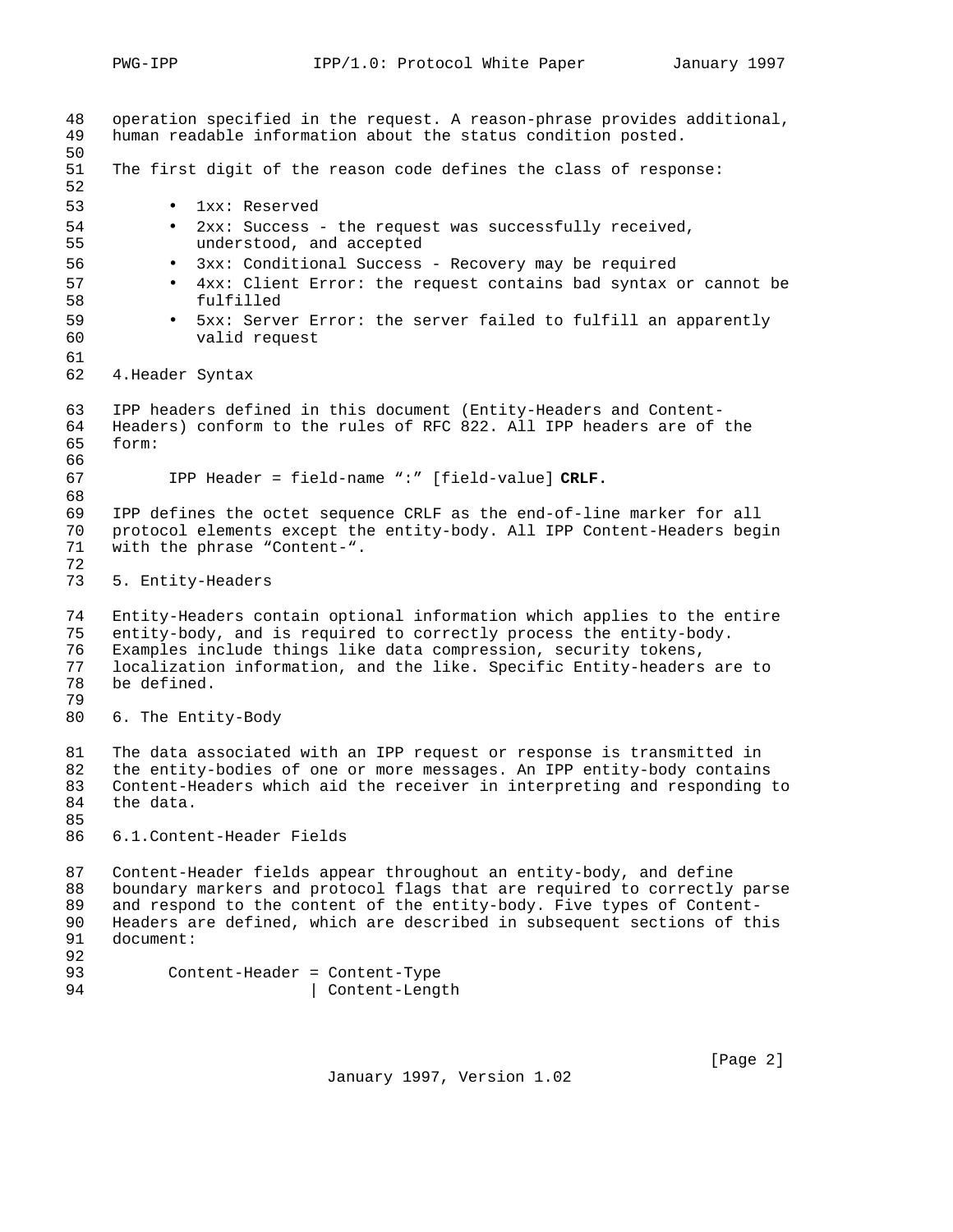operation specified in the request. A reason-phrase provides additional, human readable information about the status condition posted.

The first digit of the reason code defines the class of response:

- 1xx: Reserved
- 2xx: Success - the request was successfully received, understood, and accepted
- 3xx: Conditional Success - Recovery may be required
- 4xx: Client Error: the request contains bad syntax or cannot be fulfilled
- 5xx: Server Error: the server failed to fulfill an apparently valid request

## 4. Header Syntax

IPP headers defined in this document (Entity-Headers and Content-Headers) conform to the rules of RFC 822. All IPP headers are of the form:

```
IPP Header = field-name ":" [field-value] CRLF.
```

IPP defines the octet sequence CRLF as the end-of-line marker for all protocol elements except the entity-body. All IPP Content-Headers begin with the phrase "Content-".

## 5. Entity-Headers

Entity-Headers contain optional information which applies to the entire entity-body, and is required to correctly process the entity-body. Examples include things like data compression, security tokens, localization information, and the like. Specific Entity-headers are to be defined.

## 6. The Entity-Body

The data associated with an IPP request or response is transmitted in the entity-bodies of one or more messages. An IPP entity-body contains Content-Headers which aid the receiver in interpreting and responding to the data.

### 6.1. Content-Header Fields

Content-Header fields appear throughout an entity-body, and define boundary markers and protocol flags that are required to correctly parse and respond to the content of the entity-body. Five types of Content-Headers are defined, which are described in subsequent sections of this document:

```
Content-Header = Content-Type
               | Content-Length
```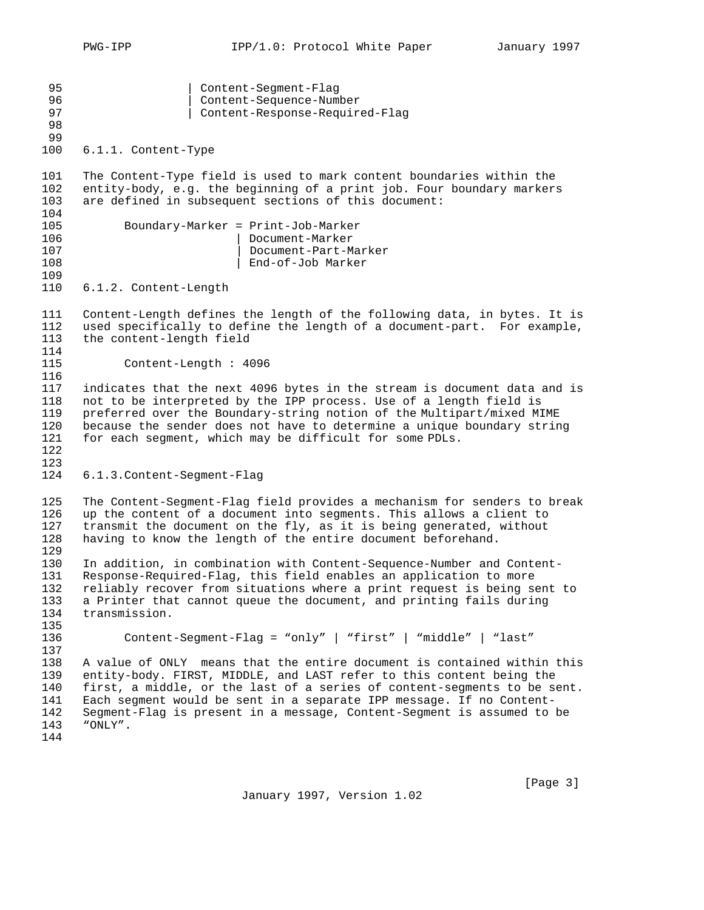```
                | Content-Segment-Flag
                | Content-Sequence-Number
                | Content-Response-Required-Flag
```

### 6.1.1. Content-Type

The Content-Type field is used to mark content boundaries within the entity-body, e.g. the beginning of a print job. Four boundary markers are defined in subsequent sections of this document:

```
      Boundary-Marker = Print-Job-Marker
                      | Document-Marker
                      | Document-Part-Marker
                      | End-of-Job Marker
```

### 6.1.2. Content-Length

Content-Length defines the length of the following data, in bytes. It is used specifically to define the length of a document-part. For example, the content-length field

```
      Content-Length : 4096
```

indicates that the next 4096 bytes in the stream is document data and is not to be interpreted by the IPP process. Use of a length field is preferred over the Boundary-string notion of the Multipart/mixed MIME because the sender does not have to determine a unique boundary string for each segment, which may be difficult for some PDLs.

### 6.1.3.Content-Segment-Flag

The Content-Segment-Flag field provides a mechanism for senders to break up the content of a document into segments. This allows a client to transmit the document on the fly, as it is being generated, without having to know the length of the entire document beforehand.

In addition, in combination with Content-Sequence-Number and Content-Response-Required-Flag, this field enables an application to more reliably recover from situations where a print request is being sent to a Printer that cannot queue the document, and printing fails during transmission.

```
      Content-Segment-Flag = “only” | “first” | “middle” | “last”
```

A value of ONLY means that the entire document is contained within this entity-body. FIRST, MIDDLE, and LAST refer to this content being the first, a middle, or the last of a series of content-segments to be sent. Each segment would be sent in a separate IPP message. If no Content-Segment-Flag is present in a message, Content-Segment is assumed to be “ONLY”.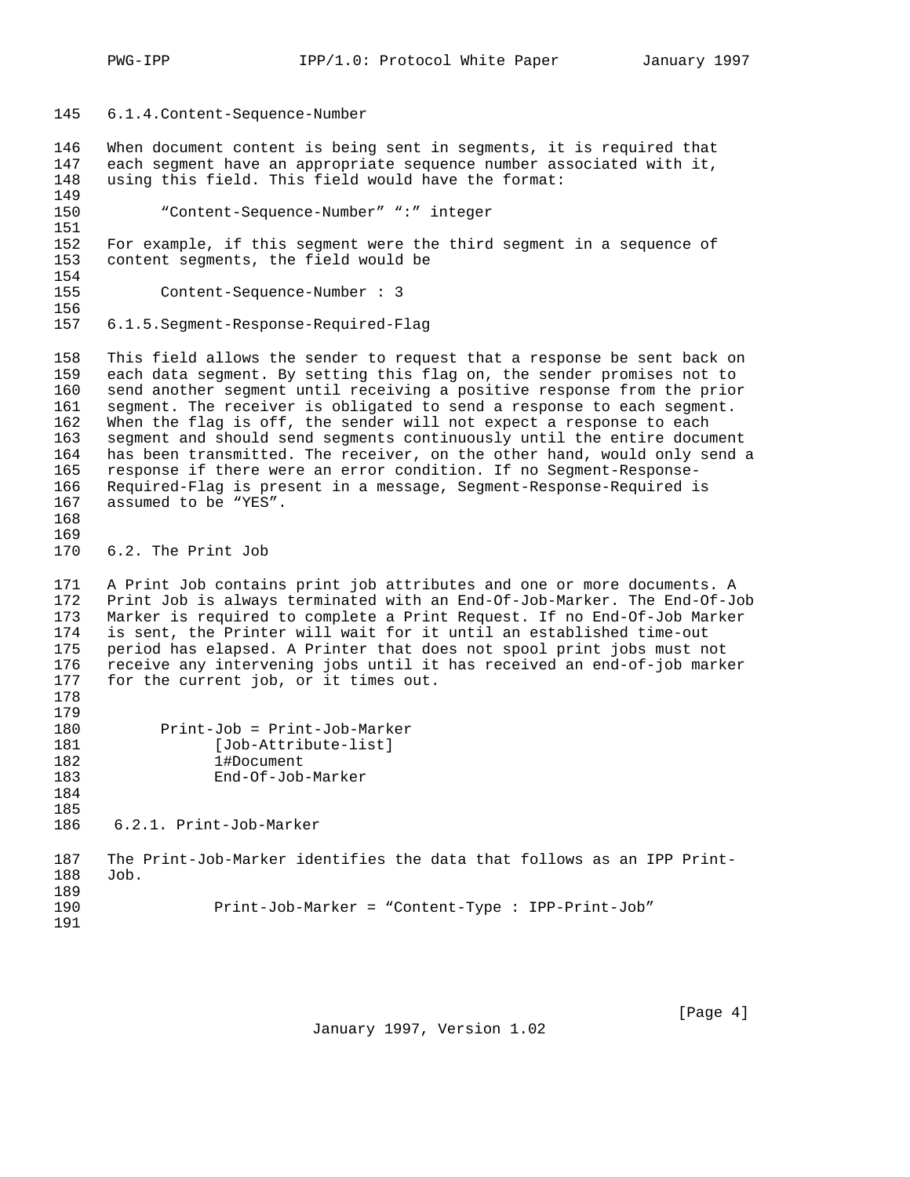#### 6.1.4. Content-Sequence-Number

When document content is being sent in segments, it is required that each segment have an appropriate sequence number associated with it, using this field. This field would have the format:

```
      “Content-Sequence-Number” “:” integer
```

For example, if this segment were the third segment in a sequence of content segments, the field would be

```
      Content-Sequence-Number : 3
```

#### 6.1.5. Segment-Response-Required-Flag

This field allows the sender to request that a response be sent back on each data segment. By setting this flag on, the sender promises not to send another segment until receiving a positive response from the prior segment. The receiver is obligated to send a response to each segment. When the flag is off, the sender will not expect a response to each segment and should send segments continuously until the entire document has been transmitted. The receiver, on the other hand, would only send a response if there were an error condition. If no Segment-Response-Required-Flag is present in a message, Segment-Response-Required is assumed to be “YES”.

### 6.2. The Print Job

A Print Job contains print job attributes and one or more documents. A Print Job is always terminated with an End-Of-Job-Marker. The End-Of-Job Marker is required to complete a Print Request. If no End-Of-Job Marker is sent, the Printer will wait for it until an established time-out period has elapsed. A Printer that does not spool print jobs must not receive any intervening jobs until it has received an end-of-job marker for the current job, or it times out.

```
      Print-Job = Print-Job-Marker
            [Job-Attribute-list]
            1#Document
            End-Of-Job-Marker
```

#### 6.2.1. Print-Job-Marker

The Print-Job-Marker identifies the data that follows as an IPP Print-Job.

```
            Print-Job-Marker = “Content-Type : IPP-Print-Job”
```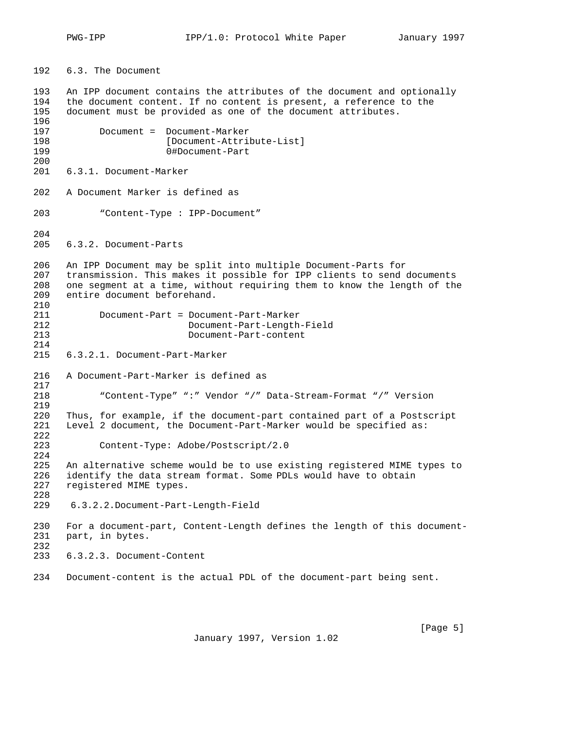## 6.3. The Document

An IPP document contains the attributes of the document and optionally the document content. If no content is present, a reference to the document must be provided as one of the document attributes.

```
Document =  Document-Marker
            [Document-Attribute-List]
            0#Document-Part
```

### 6.3.1. Document-Marker

A Document Marker is defined as

```
“Content-Type : IPP-Document”
```

### 6.3.2. Document-Parts

An IPP Document may be split into multiple Document-Parts for transmission. This makes it possible for IPP clients to send documents one segment at a time, without requiring them to know the length of the entire document beforehand.

```
Document-Part = Document-Part-Marker
                Document-Part-Length-Field
                Document-Part-content
```

#### 6.3.2.1. Document-Part-Marker

A Document-Part-Marker is defined as

```
“Content-Type” “:” Vendor “/” Data-Stream-Format “/” Version
```

Thus, for example, if the document-part contained part of a Postscript Level 2 document, the Document-Part-Marker would be specified as:

```
Content-Type: Adobe/Postscript/2.0
```

An alternative scheme would be to use existing registered MIME types to identify the data stream format. Some PDLs would have to obtain registered MIME types.

#### 6.3.2.2. Document-Part-Length-Field

For a document-part, Content-Length defines the length of this document-part, in bytes.

#### 6.3.2.3. Document-Content

Document-content is the actual PDL of the document-part being sent.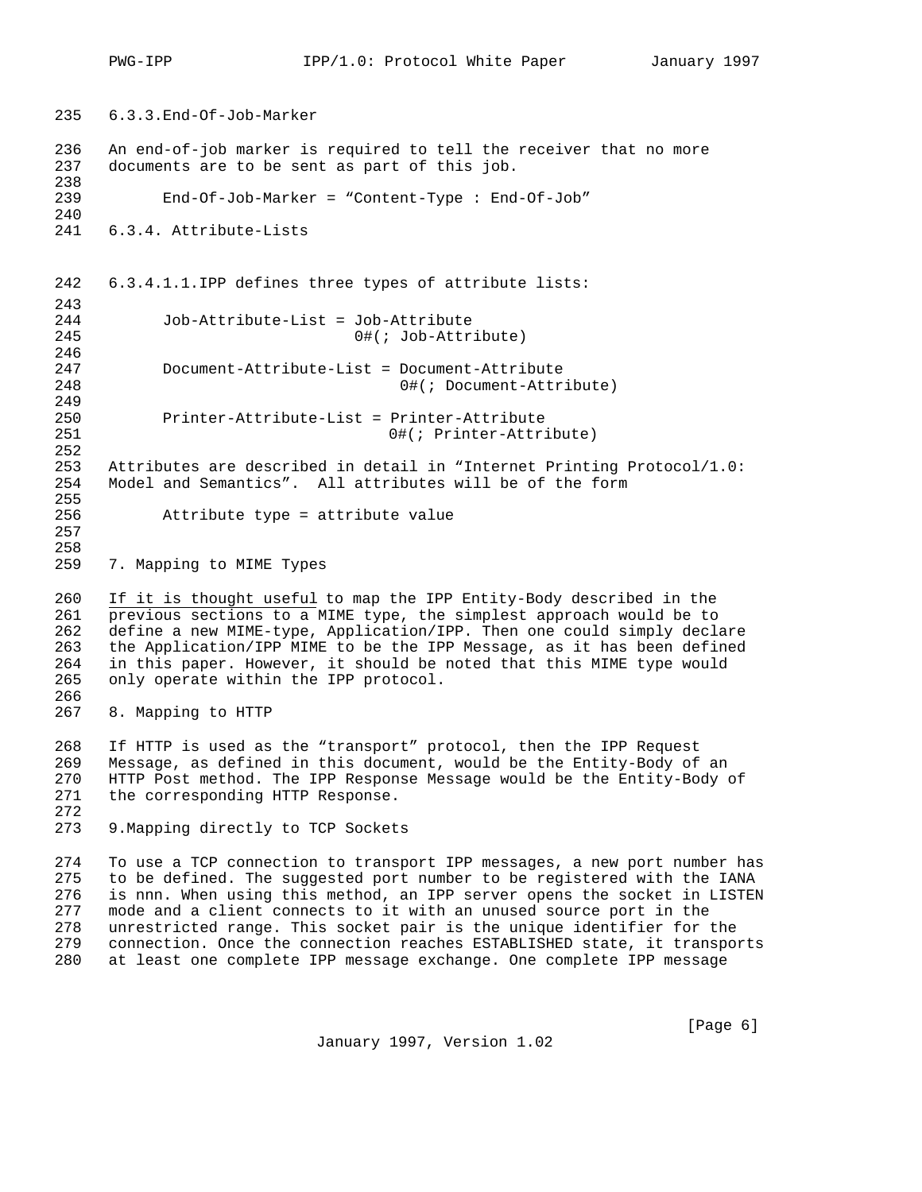### 6.3.3. End-Of-Job-Marker

An end-of-job marker is required to tell the receiver that no more documents are to be sent as part of this job.

```
End-Of-Job-Marker = "Content-Type : End-Of-Job"
```

### 6.3.4. Attribute-Lists

#### 6.3.4.1.1. IPP defines three types of attribute lists:

```
Job-Attribute-List = Job-Attribute
                     0#(; Job-Attribute)

Document-Attribute-List = Document-Attribute
                          0#(; Document-Attribute)

Printer-Attribute-List = Printer-Attribute
                         0#(; Printer-Attribute)
```

Attributes are described in detail in "Internet Printing Protocol/1.0: Model and Semantics". All attributes will be of the form

```
Attribute type = attribute value
```

## 7. Mapping to MIME Types

If it is thought useful to map the IPP Entity-Body described in the previous sections to a MIME type, the simplest approach would be to define a new MIME-type, Application/IPP. Then one could simply declare the Application/IPP MIME to be the IPP Message, as it has been defined in this paper. However, it should be noted that this MIME type would only operate within the IPP protocol.

## 8. Mapping to HTTP

If HTTP is used as the "transport" protocol, then the IPP Request Message, as defined in this document, would be the Entity-Body of an HTTP Post method. The IPP Response Message would be the Entity-Body of the corresponding HTTP Response.

## 9. Mapping directly to TCP Sockets

To use a TCP connection to transport IPP messages, a new port number has to be defined. The suggested port number to be registered with the IANA is nnn. When using this method, an IPP server opens the socket in LISTEN mode and a client connects to it with an unused source port in the unrestricted range. This socket pair is the unique identifier for the connection. Once the connection reaches ESTABLISHED state, it transports at least one complete IPP message exchange. One complete IPP message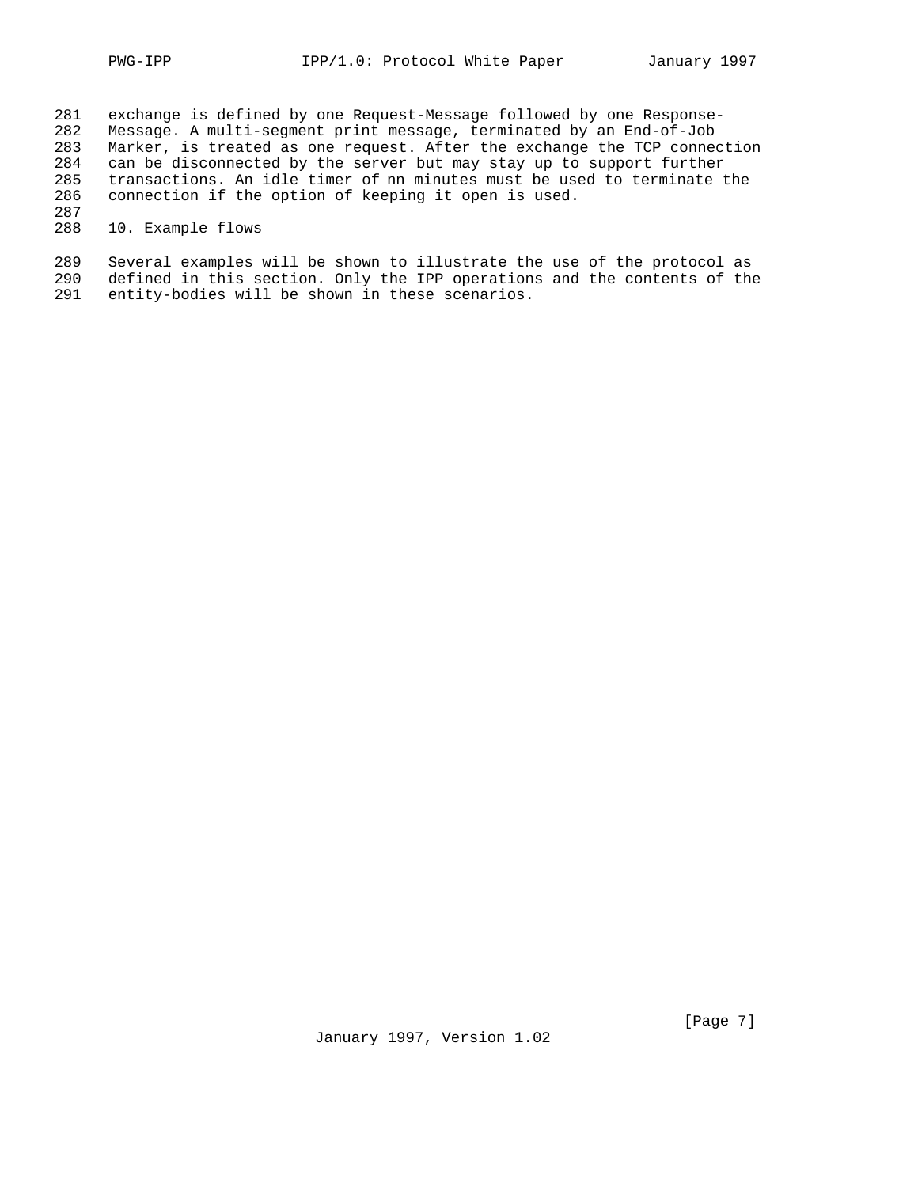exchange is defined by one Request-Message followed by one Response-Message. A multi-segment print message, terminated by an End-of-Job Marker, is treated as one request. After the exchange the TCP connection can be disconnected by the server but may stay up to support further transactions. An idle timer of nn minutes must be used to terminate the connection if the option of keeping it open is used.

## 10. Example flows

Several examples will be shown to illustrate the use of the protocol as defined in this section. Only the IPP operations and the contents of the entity-bodies will be shown in these scenarios.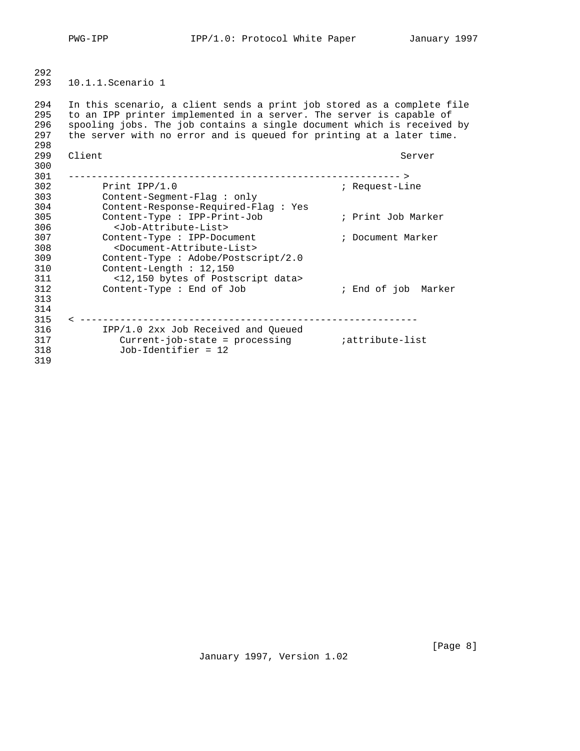### 10.1.1.Scenario 1

In this scenario, a client sends a print job stored as a complete file to an IPP printer implemented in a server. The server is capable of spooling jobs. The job contains a single document which is received by the server with no error and is queued for printing at a later time.

```
Client                                                     Server

---------------------------------------------------------- >
      Print IPP/1.0                               ; Request-Line
      Content-Segment-Flag : only
      Content-Response-Required-Flag : Yes
      Content-Type : IPP-Print-Job                ; Print Job Marker
        <Job-Attribute-List>
      Content-Type : IPP-Document                 ; Document Marker
        <Document-Attribute-List>
      Content-Type : Adobe/Postscript/2.0
      Content-Length : 12,150
        <12,150 bytes of Postscript data>
      Content-Type : End of Job                   ; End of job  Marker


< ----------------------------------------------------------
      IPP/1.0 2xx Job Received and Queued
         Current-job-state = processing          ;attribute-list
         Job-Identifier = 12
```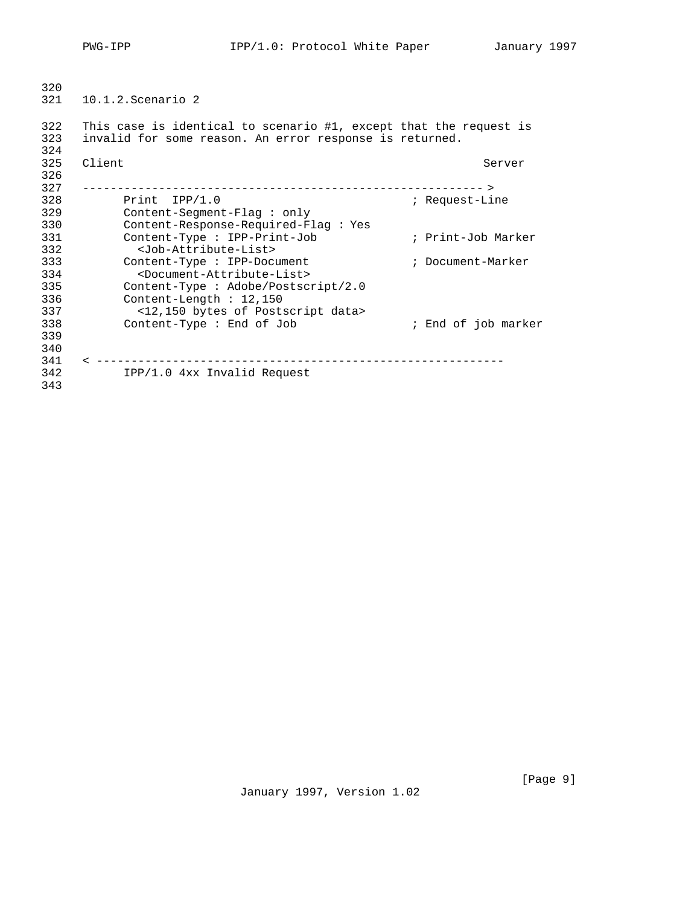### 10.1.2. Scenario 2

This case is identical to scenario #1, except that the request is invalid for some reason. An error response is returned.

```
Client                                                      Server

---------------------------------------------------------- >
      Print  IPP/1.0                            ; Request-Line
      Content-Segment-Flag : only
      Content-Response-Required-Flag : Yes
      Content-Type : IPP-Print-Job              ; Print-Job Marker
        <Job-Attribute-List>
      Content-Type : IPP-Document               ; Document-Marker
        <Document-Attribute-List>
      Content-Type : Adobe/Postscript/2.0
      Content-Length : 12,150
        <12,150 bytes of Postscript data>
      Content-Type : End of Job                 ; End of job marker


< ----------------------------------------------------------
      IPP/1.0 4xx Invalid Request
```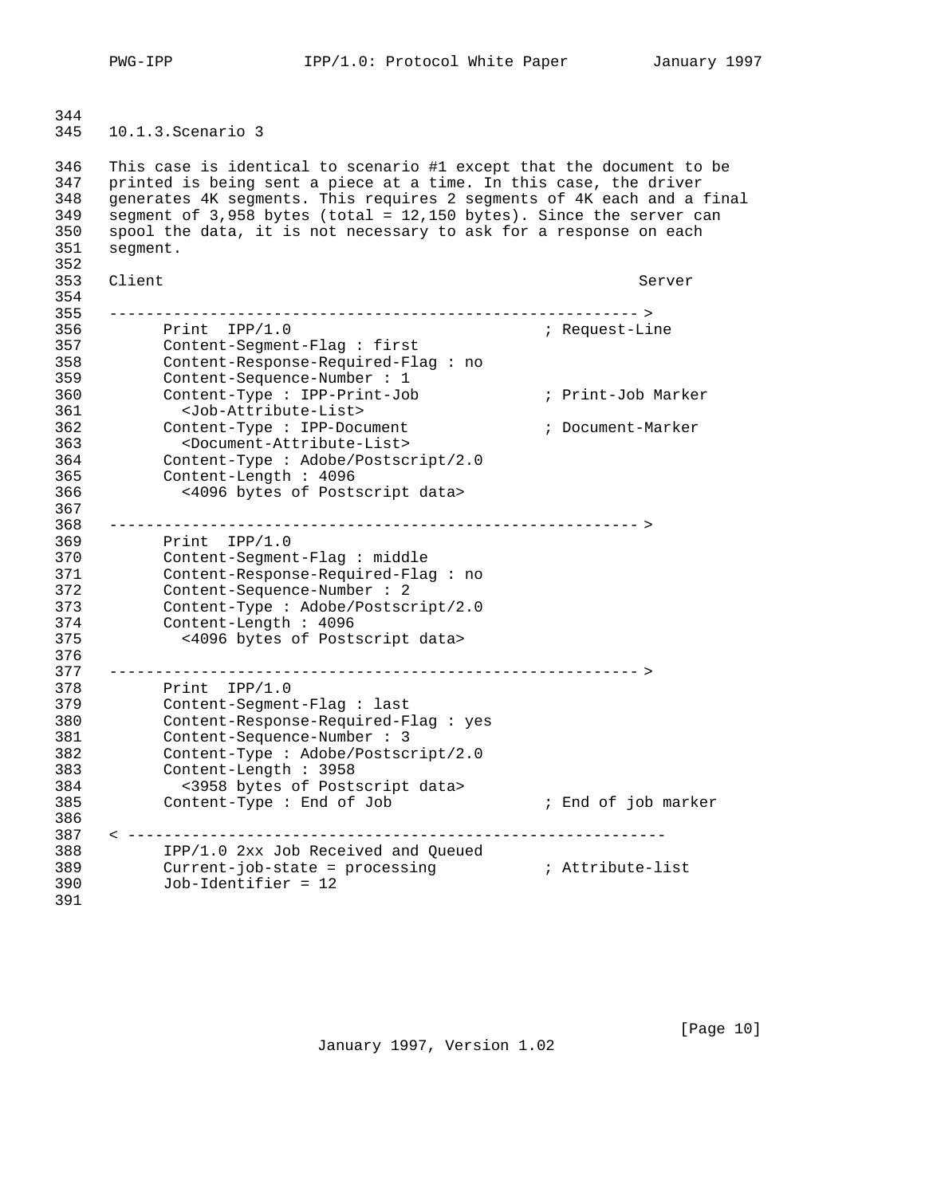### 10.1.3. Scenario 3

This case is identical to scenario #1 except that the document to be printed is being sent a piece at a time. In this case, the driver generates 4K segments. This requires 2 segments of 4K each and a final segment of 3,958 bytes (total = 12,150 bytes). Since the server can spool the data, it is not necessary to ask for a response on each segment.

```
Client                                                     Server

----------------------------------------------------------->
      Print  IPP/1.0                          ; Request-Line
      Content-Segment-Flag : first
      Content-Response-Required-Flag : no
      Content-Sequence-Number : 1
      Content-Type : IPP-Print-Job            ; Print-Job Marker
        <Job-Attribute-List>
      Content-Type : IPP-Document             ; Document-Marker
        <Document-Attribute-List>
      Content-Type : Adobe/Postscript/2.0
      Content-Length : 4096
        <4096 bytes of Postscript data>

----------------------------------------------------------->
      Print  IPP/1.0
      Content-Segment-Flag : middle
      Content-Response-Required-Flag : no
      Content-Sequence-Number : 2
      Content-Type : Adobe/Postscript/2.0
      Content-Length : 4096
        <4096 bytes of Postscript data>

----------------------------------------------------------->
      Print  IPP/1.0
      Content-Segment-Flag : last
      Content-Response-Required-Flag : yes
      Content-Sequence-Number : 3
      Content-Type : Adobe/Postscript/2.0
      Content-Length : 3958
        <3958 bytes of Postscript data>
      Content-Type : End of Job               ; End of job marker

< -----------------------------------------------------------
      IPP/1.0 2xx Job Received and Queued
      Current-job-state = processing          ; Attribute-list
      Job-Identifier = 12
```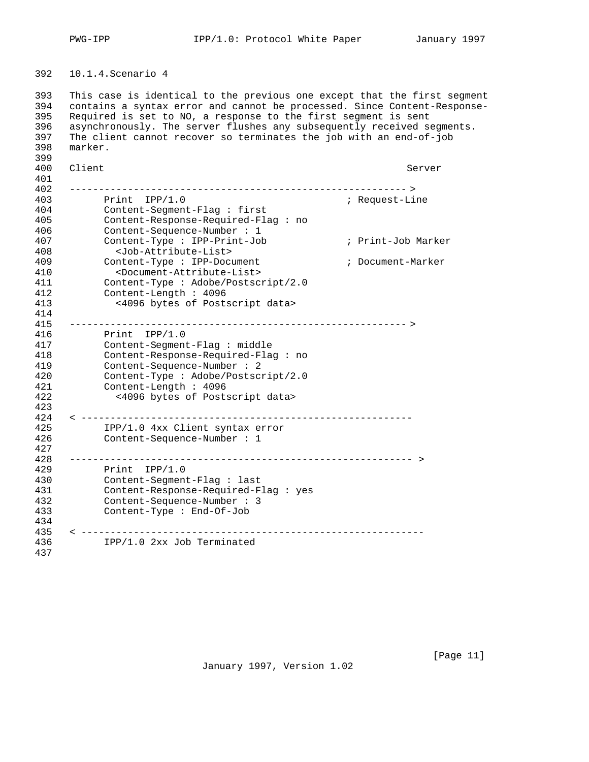### 10.1.4. Scenario 4

This case is identical to the previous one except that the first segment contains a syntax error and cannot be processed. Since Content-Response-Required is set to NO, a response to the first segment is sent asynchronously. The server flushes any subsequently received segments. The client cannot recover so terminates the job with an end-of-job marker.

```
Client                                                   Server

----------------------------------------------------------->
      Print  IPP/1.0                         ; Request-Line
      Content-Segment-Flag : first
      Content-Response-Required-Flag : no
      Content-Sequence-Number : 1
      Content-Type : IPP-Print-Job           ; Print-Job Marker
        <Job-Attribute-List>
      Content-Type : IPP-Document            ; Document-Marker
        <Document-Attribute-List>
      Content-Type : Adobe/Postscript/2.0
      Content-Length : 4096
        <4096 bytes of Postscript data>

----------------------------------------------------------->
      Print  IPP/1.0
      Content-Segment-Flag : middle
      Content-Response-Required-Flag : no
      Content-Sequence-Number : 2
      Content-Type : Adobe/Postscript/2.0
      Content-Length : 4096
        <4096 bytes of Postscript data>

< -----------------------------------------------------------
      IPP/1.0 4xx Client syntax error
      Content-Sequence-Number : 1

------------------------------------------------------------ >
      Print  IPP/1.0
      Content-Segment-Flag : last
      Content-Response-Required-Flag : yes
      Content-Sequence-Number : 3
      Content-Type : End-Of-Job

< -------------------------------------------------------------
      IPP/1.0 2xx Job Terminated
```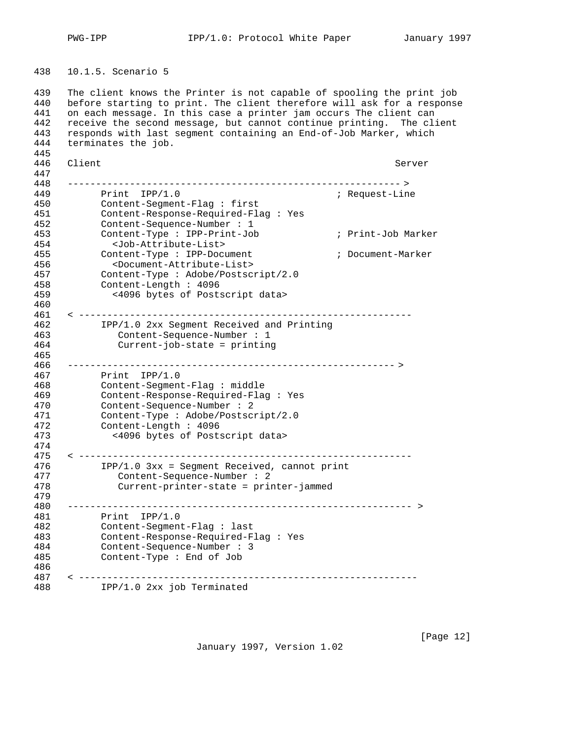### 10.1.5. Scenario 5

The client knows the Printer is not capable of spooling the print job before starting to print. The client therefore will ask for a response on each message. In this case a printer jam occurs The client can receive the second message, but cannot continue printing. The client responds with last segment containing an End-of-Job Marker, which terminates the job.

```
Client                                                      Server

------------------------------------------------------------->
      Print  IPP/1.0                          ; Request-Line
      Content-Segment-Flag : first
      Content-Response-Required-Flag : Yes
      Content-Sequence-Number : 1
      Content-Type : IPP-Print-Job            ; Print-Job Marker
        <Job-Attribute-List>
      Content-Type : IPP-Document             ; Document-Marker
        <Document-Attribute-List>
      Content-Type : Adobe/Postscript/2.0
      Content-Length : 4096
        <4096 bytes of Postscript data>

< ------------------------------------------------------------
      IPP/1.0 2xx Segment Received and Printing
         Content-Sequence-Number : 1
         Current-job-state = printing

------------------------------------------------------------>
      Print  IPP/1.0
      Content-Segment-Flag : middle
      Content-Response-Required-Flag : Yes
      Content-Sequence-Number : 2
      Content-Type : Adobe/Postscript/2.0
      Content-Length : 4096
        <4096 bytes of Postscript data>

< ------------------------------------------------------------
      IPP/1.0 3xx = Segment Received, cannot print
         Content-Sequence-Number : 2
         Current-printer-state = printer-jammed

-------------------------------------------------------------- >
      Print  IPP/1.0
      Content-Segment-Flag : last
      Content-Response-Required-Flag : Yes
      Content-Sequence-Number : 3
      Content-Type : End of Job

< -------------------------------------------------------------
      IPP/1.0 2xx job Terminated
```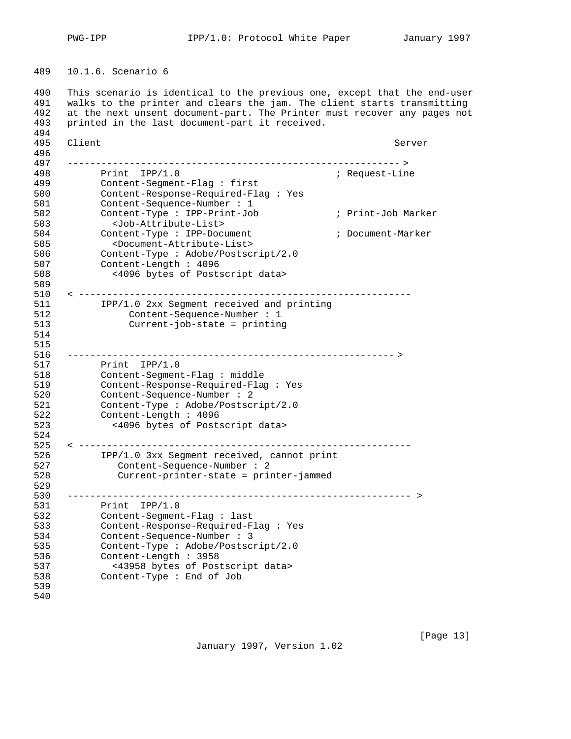### 10.1.6. Scenario 6

This scenario is identical to the previous one, except that the end-user walks to the printer and clears the jam. The client starts transmitting at the next unsent document-part. The Printer must recover any pages not printed in the last document-part it received.

```
Client                                                     Server

----------------------------------------------------------->
      Print  IPP/1.0                          ; Request-Line
      Content-Segment-Flag : first
      Content-Response-Required-Flag : Yes
      Content-Sequence-Number : 1
      Content-Type : IPP-Print-Job            ; Print-Job Marker
        <Job-Attribute-List>
      Content-Type : IPP-Document             ; Document-Marker
        <Document-Attribute-List>
      Content-Type : Adobe/Postscript/2.0
      Content-Length : 4096
        <4096 bytes of Postscript data>

< ----------------------------------------------------------
      IPP/1.0 2xx Segment received and printing
           Content-Sequence-Number : 1
           Current-job-state = printing


---------------------------------------------------------->
      Print  IPP/1.0
      Content-Segment-Flag : middle
      Content-Response-Required-Flag : Yes
      Content-Sequence-Number : 2
      Content-Type : Adobe/Postscript/2.0
      Content-Length : 4096
        <4096 bytes of Postscript data>

< ----------------------------------------------------------
      IPP/1.0 3xx Segment received, cannot print
         Content-Sequence-Number : 2
         Current-printer-state = printer-jammed

------------------------------------------------------------ >
      Print  IPP/1.0
      Content-Segment-Flag : last
      Content-Response-Required-Flag : Yes
      Content-Sequence-Number : 3
      Content-Type : Adobe/Postscript/2.0
      Content-Length : 3958
        <43958 bytes of Postscript data>
      Content-Type : End of Job
```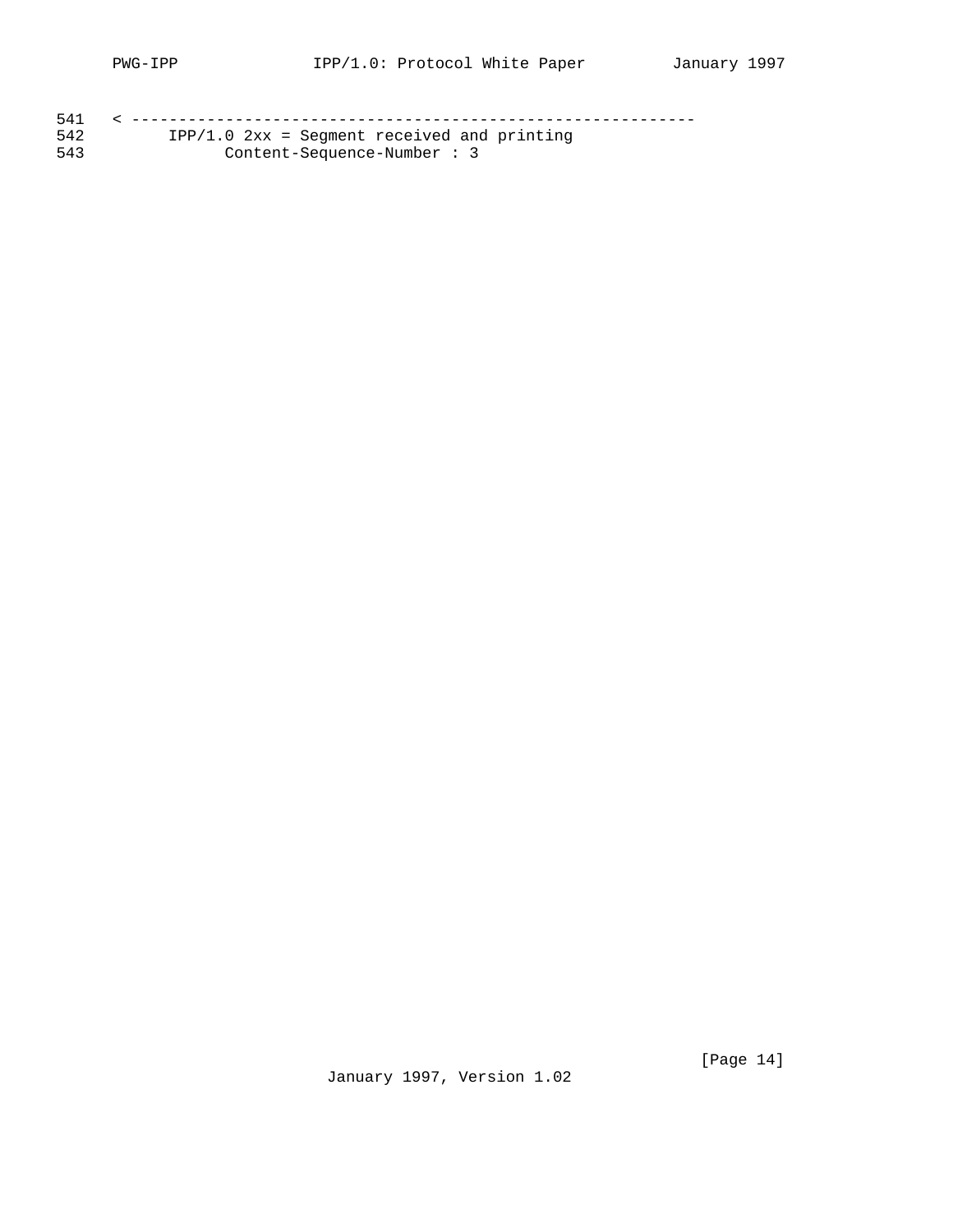```
541   < ----------------------------------------------------------
542          IPP/1.0 2xx = Segment received and printing
543                 Content-Sequence-Number : 3
```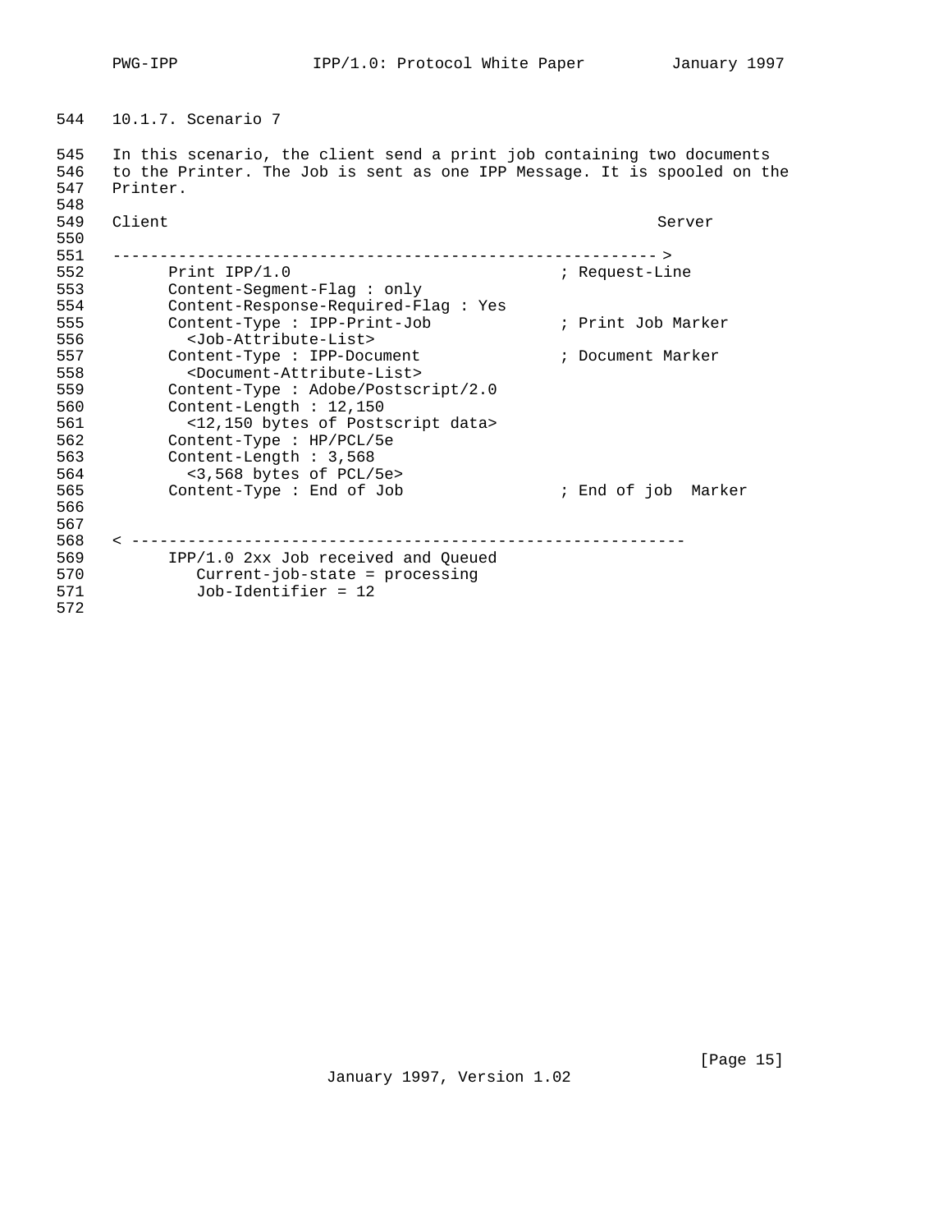544 10.1.7. Scenario 7

545 In this scenario, the client send a print job containing two documents
546 to the Printer. The Job is sent as one IPP Message. It is spooled on the
547 Printer.

```
548
549   Client                                                       Server
550
551   --------------------------------------------------------- >
552         Print IPP/1.0                               ; Request-Line
553         Content-Segment-Flag : only
554         Content-Response-Required-Flag : Yes
555         Content-Type : IPP-Print-Job                ; Print Job Marker
556           <Job-Attribute-List>
557         Content-Type : IPP-Document                 ; Document Marker
558           <Document-Attribute-List>
559         Content-Type : Adobe/Postscript/2.0
560         Content-Length : 12,150
561           <12,150 bytes of Postscript data>
562         Content-Type : HP/PCL/5e
563         Content-Length : 3,568
564           <3,568 bytes of PCL/5e>
565         Content-Type : End of Job                   ; End of job  Marker
566
567
568   < ---------------------------------------------------------
569         IPP/1.0 2xx Job received and Queued
570            Current-job-state = processing
571            Job-Identifier = 12
572
```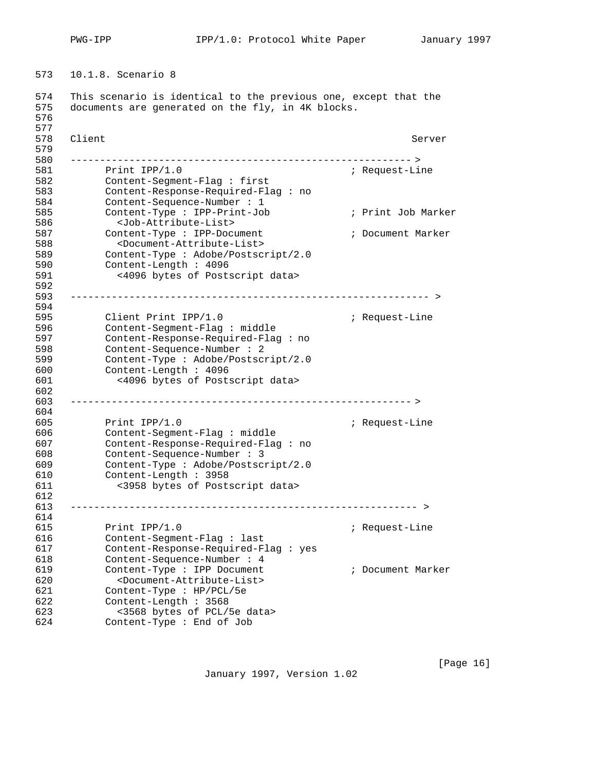### 10.1.8. Scenario 8

This scenario is identical to the previous one, except that the documents are generated on the fly, in 4K blocks.

```
Client                                                      Server

----------------------------------------------------------->
      Print IPP/1.0                              ; Request-Line
      Content-Segment-Flag : first
      Content-Response-Required-Flag : no
      Content-Sequence-Number : 1
      Content-Type : IPP-Print-Job               ; Print Job Marker
        <Job-Attribute-List>
      Content-Type : IPP-Document                ; Document Marker
        <Document-Attribute-List>
      Content-Type : Adobe/Postscript/2.0
      Content-Length : 4096
        <4096 bytes of Postscript data>

------------------------------------------------------------- >

      Client Print IPP/1.0                       ; Request-Line
      Content-Segment-Flag : middle
      Content-Response-Required-Flag : no
      Content-Sequence-Number : 2
      Content-Type : Adobe/Postscript/2.0
      Content-Length : 4096
        <4096 bytes of Postscript data>

----------------------------------------------------------->

      Print IPP/1.0                              ; Request-Line
      Content-Segment-Flag : middle
      Content-Response-Required-Flag : no
      Content-Sequence-Number : 3
      Content-Type : Adobe/Postscript/2.0
      Content-Length : 3958
        <3958 bytes of Postscript data>

------------------------------------------------------------ >

      Print IPP/1.0                              ; Request-Line
      Content-Segment-Flag : last
      Content-Response-Required-Flag : yes
      Content-Sequence-Number : 4
      Content-Type : IPP Document                ; Document Marker
        <Document-Attribute-List>
      Content-Type : HP/PCL/5e
      Content-Length : 3568
        <3568 bytes of PCL/5e data>
      Content-Type : End of Job
```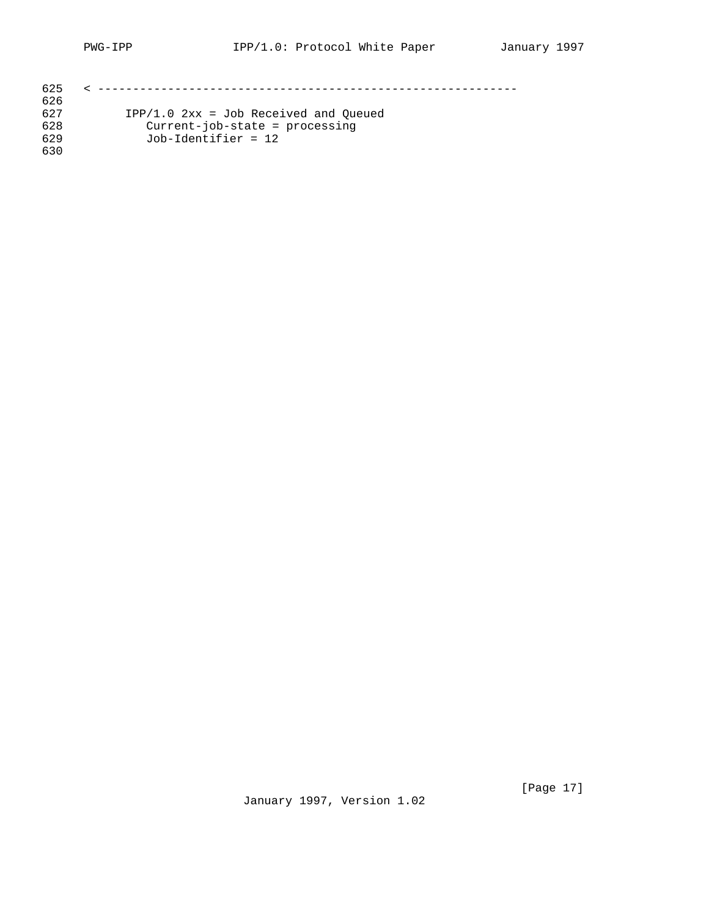```
<  -----------------------------------------------------------

      IPP/1.0 2xx = Job Received and Queued
         Current-job-state = processing
         Job-Identifier = 12
```